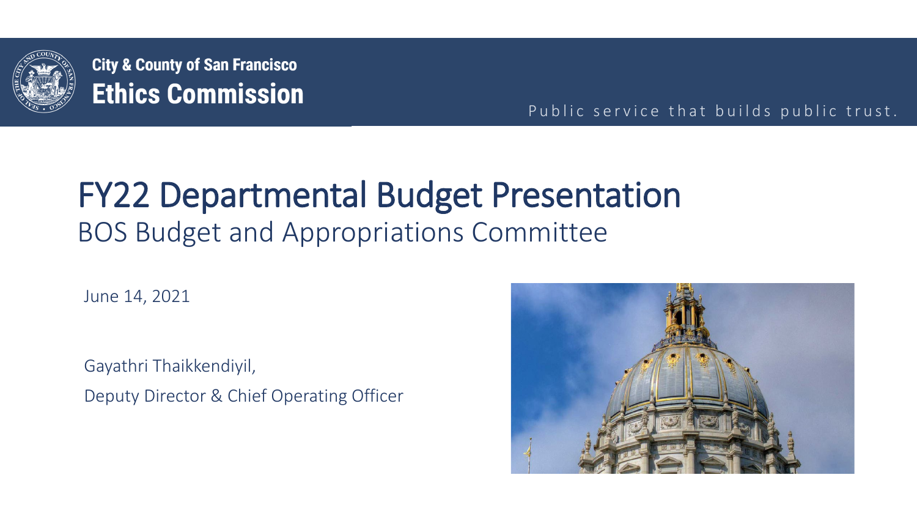City & County of San Francisco

**Ethics Commission**

Public service that builds public trust.

# FY22 Departmental Budget Presentation

## BOS Budget and Appropriations Committee

June 14, 2021

Gayathri Thaikkendiyil,

Deputy Director & Chief Operating Officer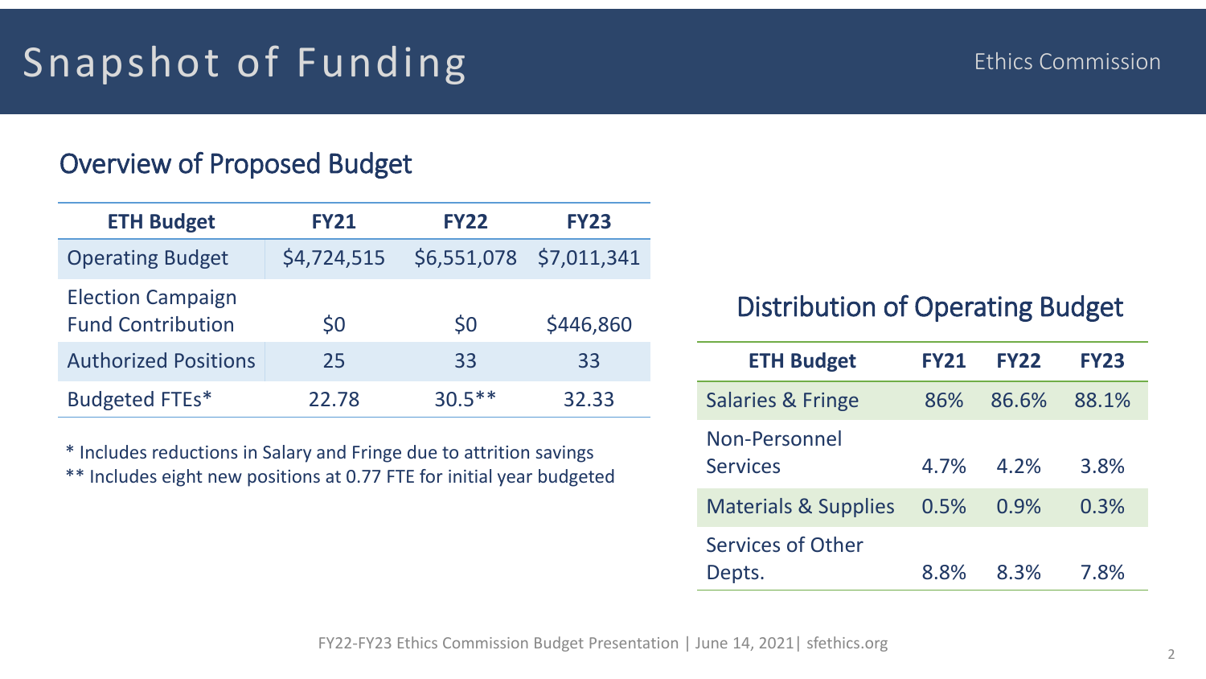# Snapshot of Funding

Ethics Commission

## Overview of Proposed Budget

| ETH Budget | FY21 | FY22 | FY23 |
| --- | --- | --- | --- |
| Operating Budget | $4,724,515 | $6,551,078 | $7,011,341 |
| Election Campaign Fund Contribution | $0 | $0 | $446,860 |
| Authorized Positions | 25 | 33 | 33 |
| Budgeted FTEs* | 22.78 | 30.5** | 32.33 |

* Includes reductions in Salary and Fringe due to attrition savings
** Includes eight new positions at 0.77 FTE for initial year budgeted

## Distribution of Operating Budget

| ETH Budget | FY21 | FY22 | FY23 |
| --- | --- | --- | --- |
| Salaries & Fringe | 86% | 86.6% | 88.1% |
| Non-Personnel Services | 4.7% | 4.2% | 3.8% |
| Materials & Supplies | 0.5% | 0.9% | 0.3% |
| Services of Other Depts. | 8.8% | 8.3% | 7.8% |

FY22-FY23 Ethics Commission Budget Presentation | June 14, 2021| sfethics.org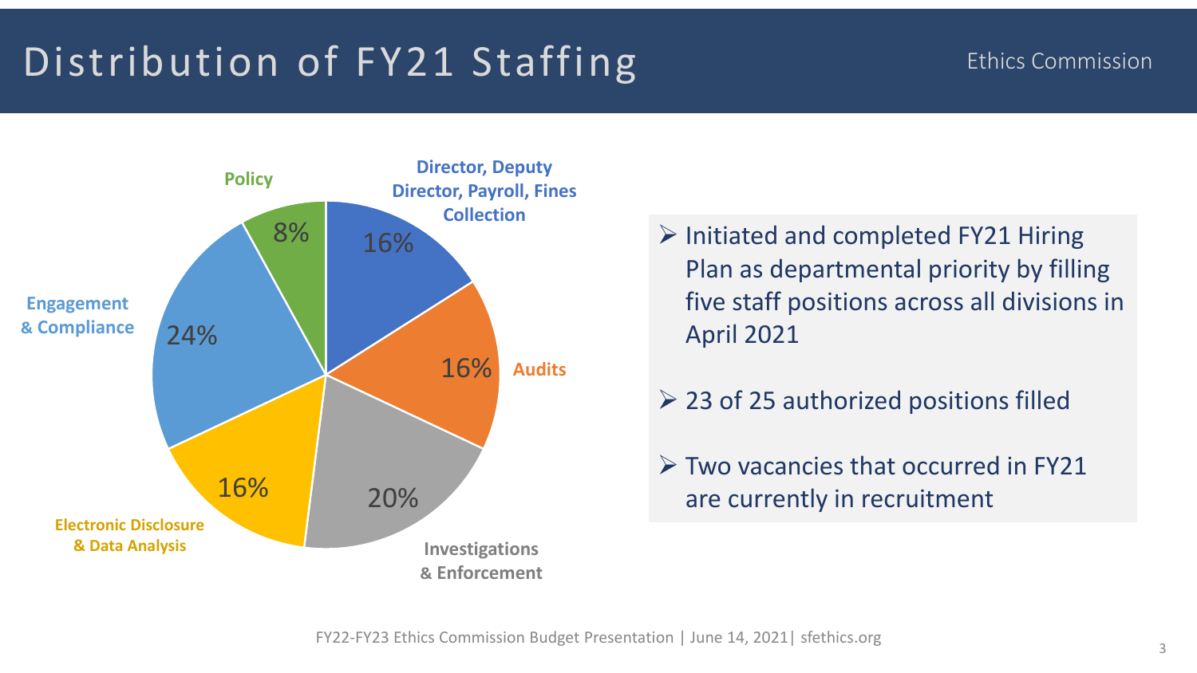# Distribution of FY21 Staffing

Ethics Commission

| Division | Share of Staffing |
| --- | --- |
| Director, Deputy Director, Payroll, Fines Collection | 16% |
| Audits | 16% |
| Investigations & Enforcement | 20% |
| Electronic Disclosure & Data Analysis | 16% |
| Engagement & Compliance | 24% |
| Policy | 8% |

- Initiated and completed FY21 Hiring Plan as departmental priority by filling five staff positions across all divisions in April 2021
- 23 of 25 authorized positions filled
- Two vacancies that occurred in FY21 are currently in recruitment

FY22-FY23 Ethics Commission Budget Presentation | June 14, 2021| sfethics.org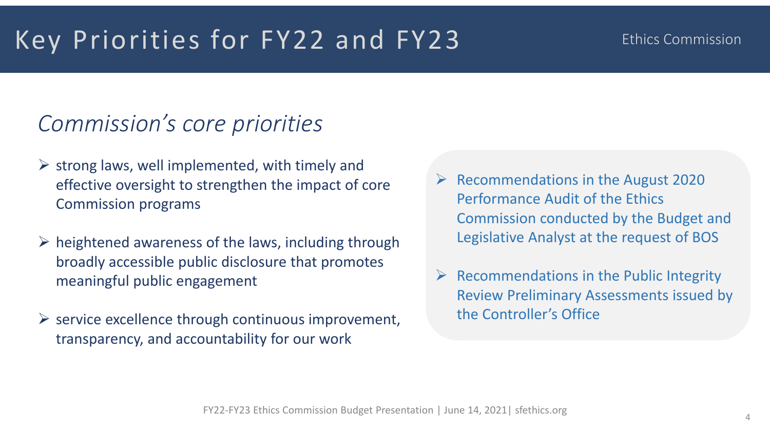# Key Priorities for FY22 and FY23

Ethics Commission

## *Commission's core priorities*

- strong laws, well implemented, with timely and effective oversight to strengthen the impact of core Commission programs
- heightened awareness of the laws, including through broadly accessible public disclosure that promotes meaningful public engagement
- service excellence through continuous improvement, transparency, and accountability for our work

- Recommendations in the August 2020 Performance Audit of the Ethics Commission conducted by the Budget and Legislative Analyst at the request of BOS
- Recommendations in the Public Integrity Review Preliminary Assessments issued by the Controller's Office

FY22-FY23 Ethics Commission Budget Presentation | June 14, 2021| sfethics.org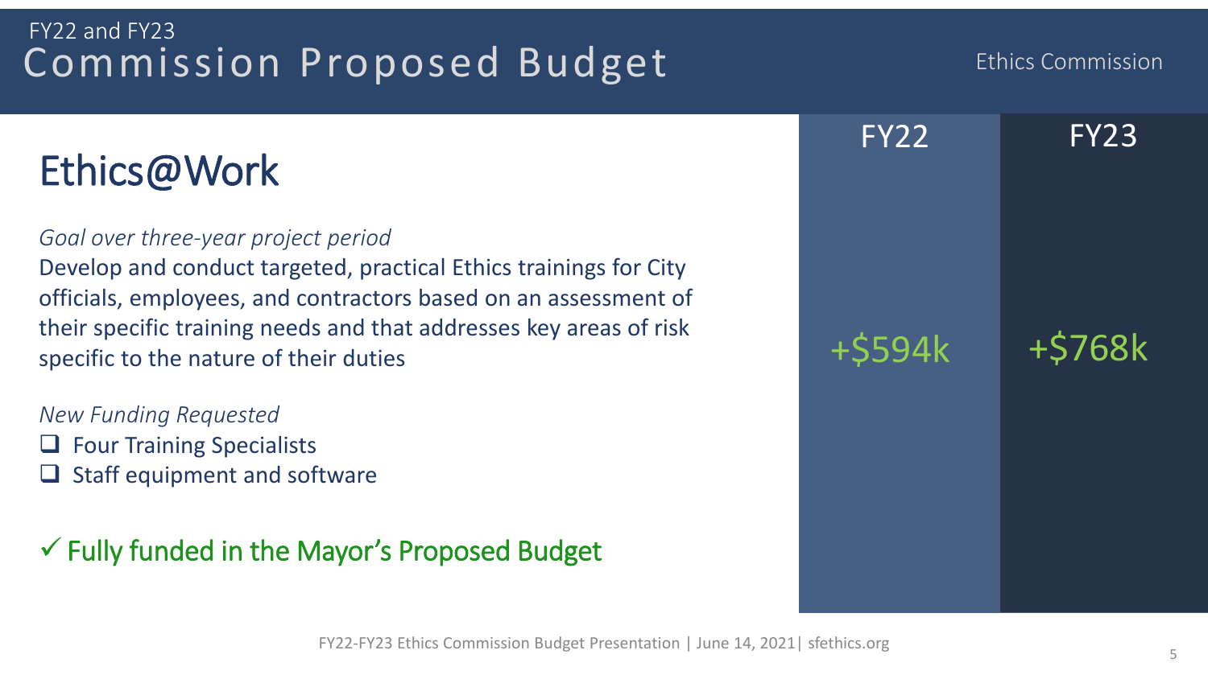FY22 and FY23

# Commission Proposed Budget

Ethics Commission

## Ethics@Work

*Goal over three-year project period*

Develop and conduct targeted, practical Ethics trainings for City officials, employees, and contractors based on an assessment of their specific training needs and that addresses key areas of risk specific to the nature of their duties

*New Funding Requested*

- ❑ Four Training Specialists
- ❑ Staff equipment and software

✓ Fully funded in the Mayor's Proposed Budget

| FY22 | FY23 |
| --- | --- |
| +$594k | +$768k |

FY22-FY23 Ethics Commission Budget Presentation | June 14, 2021| sfethics.org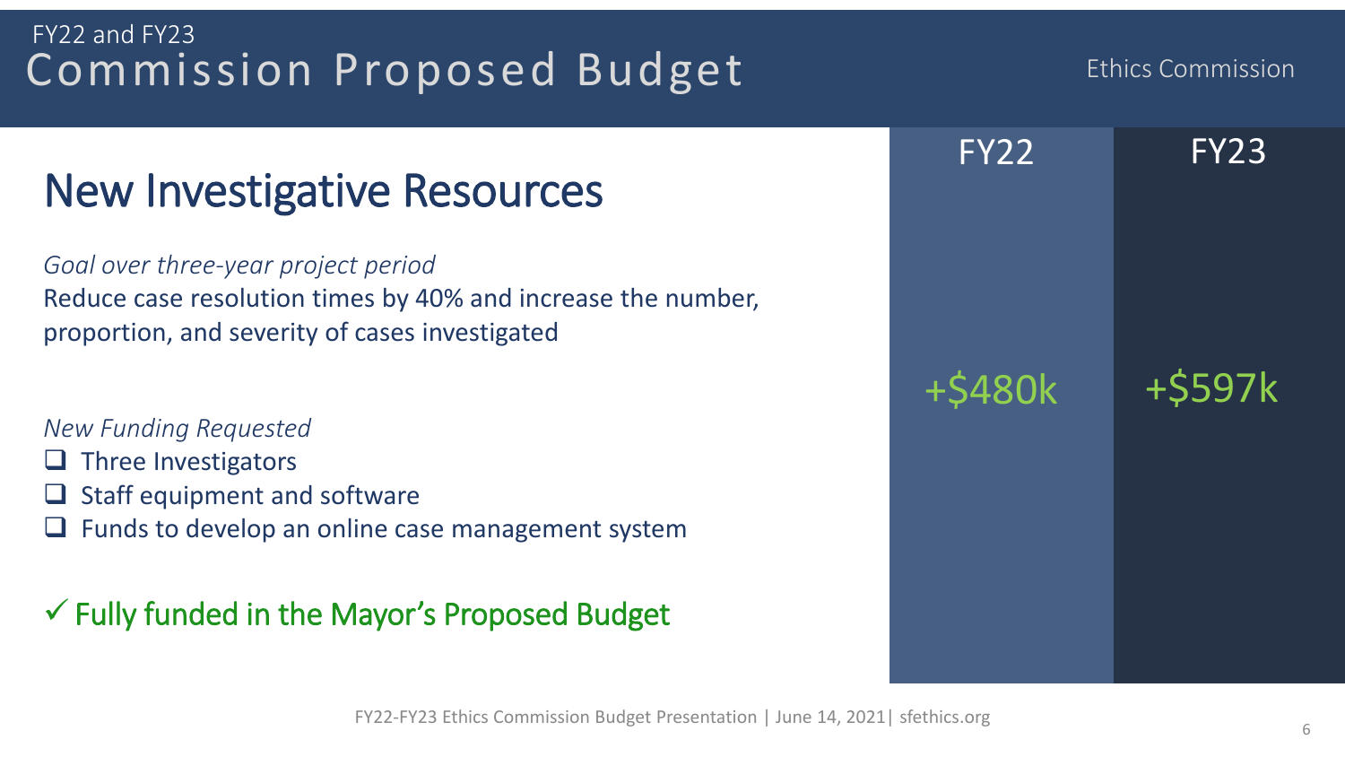FY22 and FY23

# Commission Proposed Budget

Ethics Commission

## New Investigative Resources

*Goal over three-year project period*

Reduce case resolution times by 40% and increase the number, proportion, and severity of cases investigated

*New Funding Requested*

- ☐ Three Investigators
- ☐ Staff equipment and software
- ☐ Funds to develop an online case management system

✓ Fully funded in the Mayor's Proposed Budget

| FY22 | FY23 |
| --- | --- |
| +$480k | +$597k |

FY22-FY23 Ethics Commission Budget Presentation | June 14, 2021| sfethics.org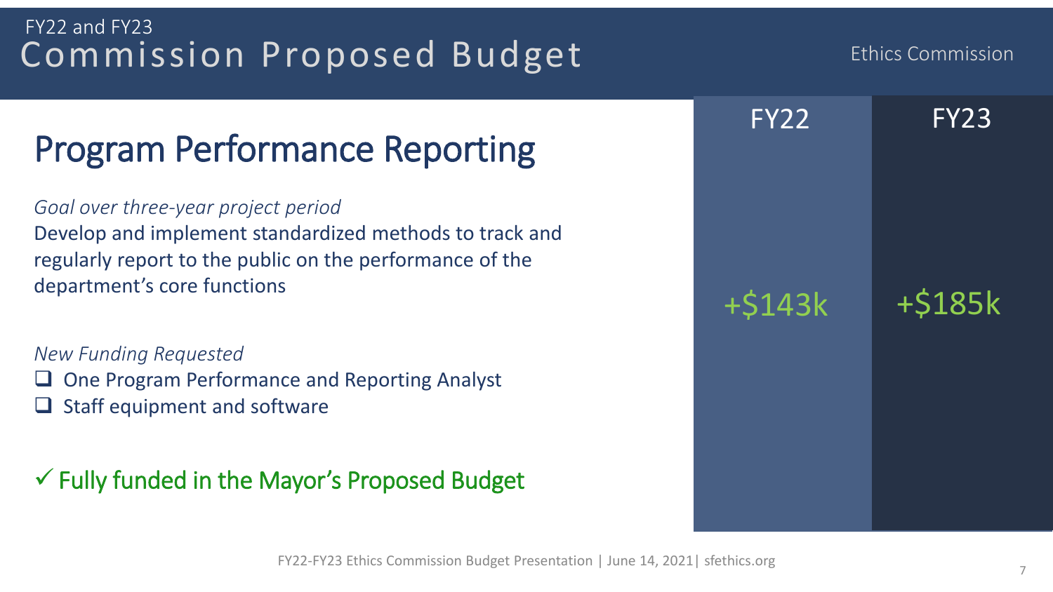FY22 and FY23

# Commission Proposed Budget

Ethics Commission

## Program Performance Reporting

*Goal over three-year project period*

Develop and implement standardized methods to track and regularly report to the public on the performance of the department's core functions

*New Funding Requested*

- ❑ One Program Performance and Reporting Analyst
- ❑ Staff equipment and software

✓ Fully funded in the Mayor's Proposed Budget

| FY22 | FY23 |
|---|---|
| +$143k | +$185k |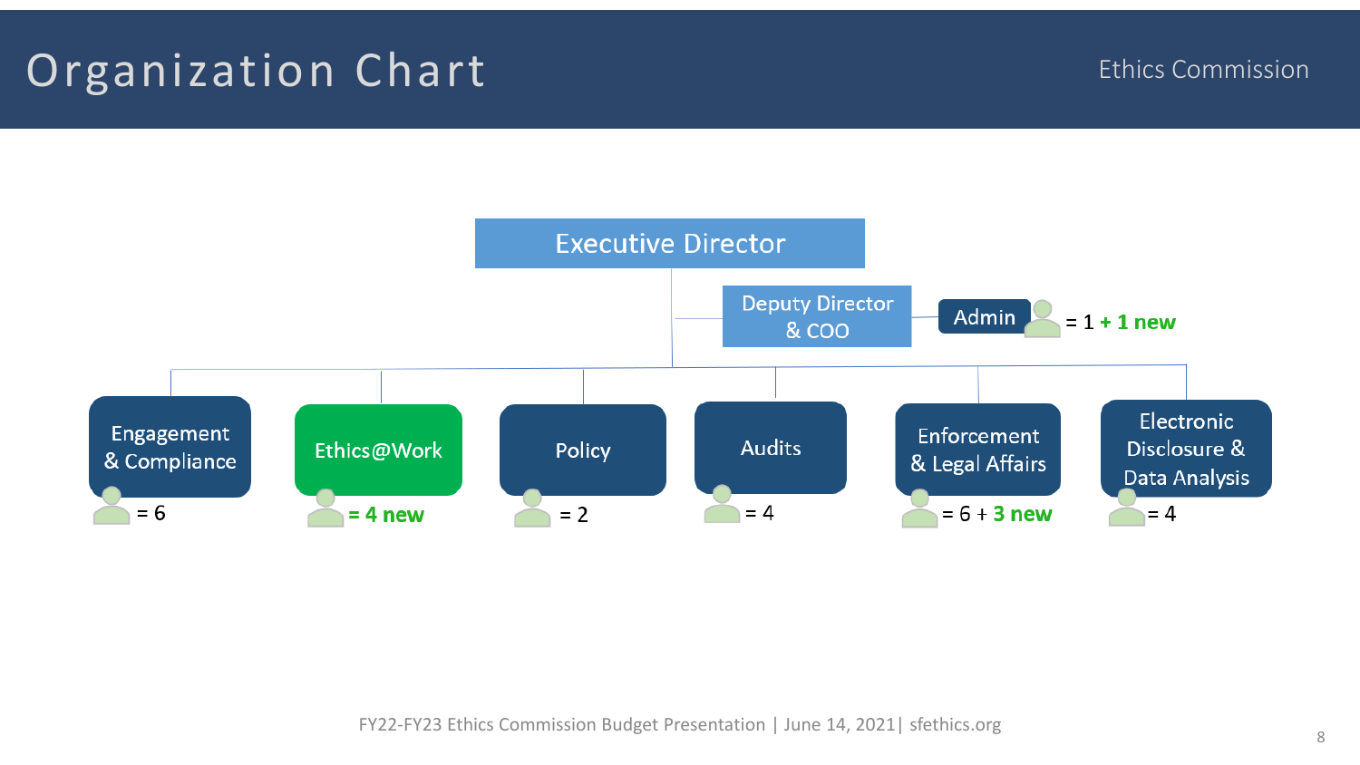# Organization Chart

Ethics Commission

- **Executive Director**
  - **Deputy Director & COO**
    - Admin = 1 **+ 1 new**
  - **Engagement & Compliance** = 6
  - **Ethics@Work** **= 4 new**
  - **Policy** = 2
  - **Audits** = 4
  - **Enforcement & Legal Affairs** = 6 + **3 new**
  - **Electronic Disclosure & Data Analysis** = 4

FY22-FY23 Ethics Commission Budget Presentation | June 14, 2021| sfethics.org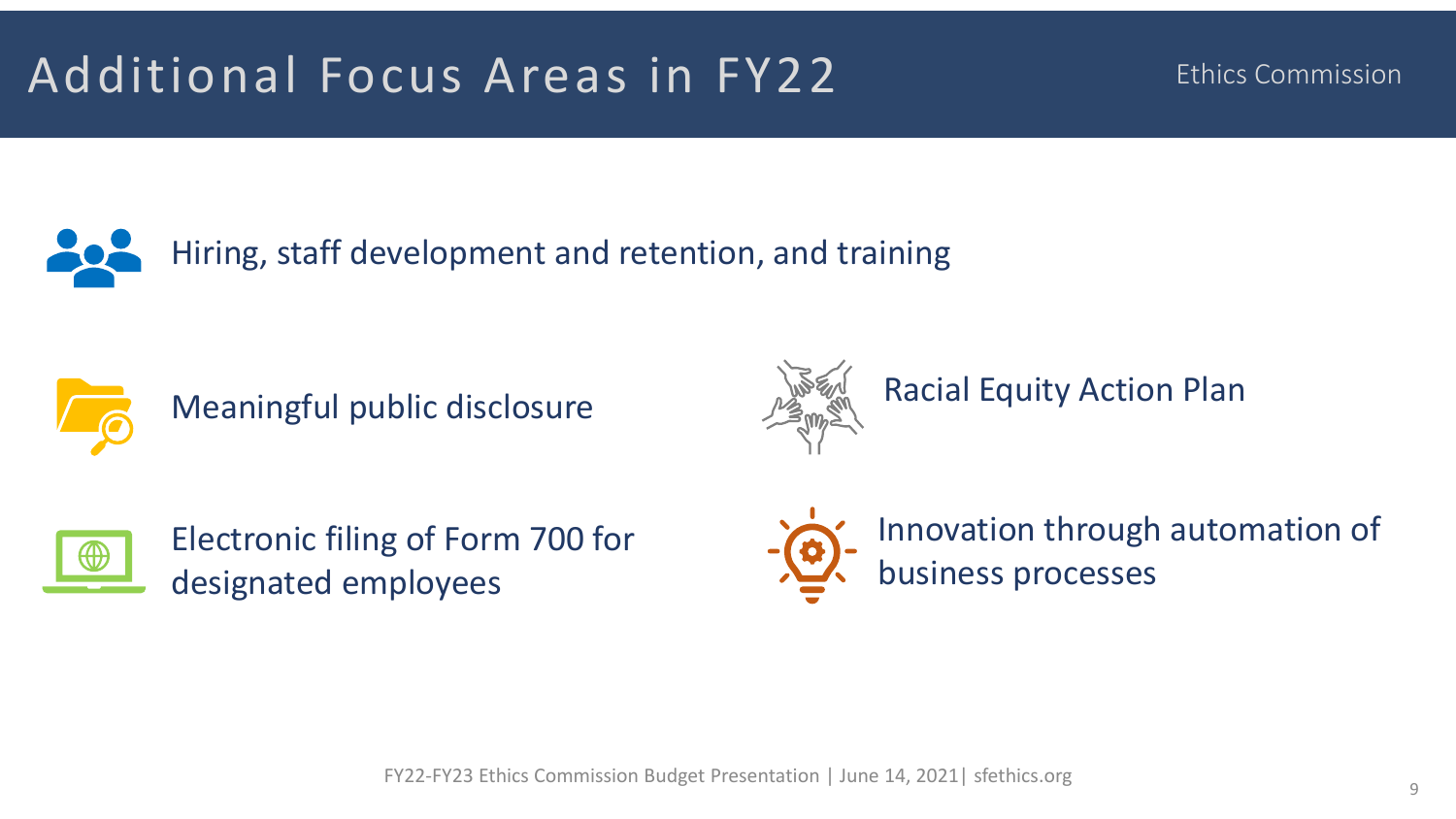# Additional Focus Areas in FY22

Ethics Commission

- Hiring, staff development and retention, and training
- Meaningful public disclosure
- Racial Equity Action Plan
- Electronic filing of Form 700 for designated employees
- Innovation through automation of business processes